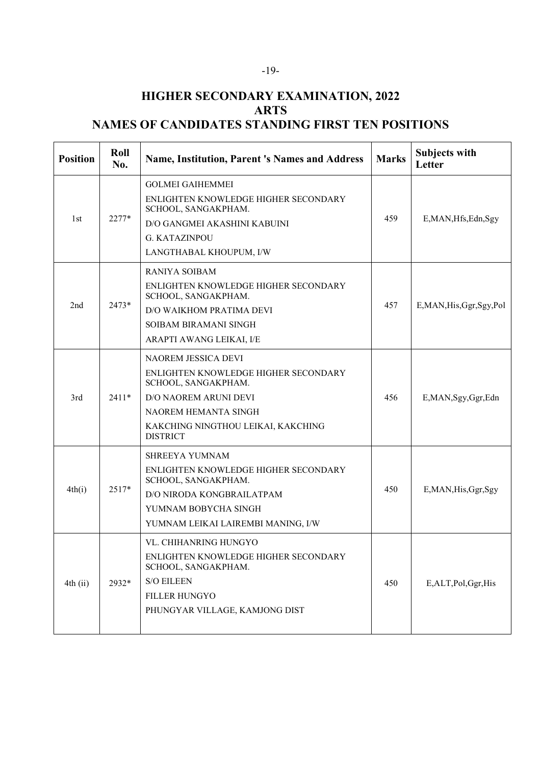# HIGHER SECONDARY EXAMINATION, 2022
## ARTS
## NAMES OF CANDIDATES STANDING FIRST TEN POSITIONS

| Position | Roll No. | Name, Institution, Parent 's Names and Address | Marks | Subjects with Letter |
|---|---|---|---|---|
| 1st | 2277* | GOLMEI GAIHEMMEI<br>ENLIGHTEN KNOWLEDGE HIGHER SECONDARY SCHOOL, SANGAKPHAM.<br>D/O GANGMEI AKASHINI KABUINI<br>G. KATAZINPOU<br>LANGTHABAL KHOUPUM, I/W | 459 | E,MAN,Hfs,Edn,Sgy |
| 2nd | 2473* | RANIYA SOIBAM<br>ENLIGHTEN KNOWLEDGE HIGHER SECONDARY SCHOOL, SANGAKPHAM.<br>D/O WAIKHOM PRATIMA DEVI<br>SOIBAM BIRAMANI SINGH<br>ARAPTI AWANG LEIKAI, I/E | 457 | E,MAN,His,Ggr,Sgy,Pol |
| 3rd | 2411* | NAOREM JESSICA DEVI<br>ENLIGHTEN KNOWLEDGE HIGHER SECONDARY SCHOOL, SANGAKPHAM.<br>D/O NAOREM ARUNI DEVI<br>NAOREM HEMANTA SINGH<br>KAKCHING NINGTHOU LEIKAI, KAKCHING DISTRICT | 456 | E,MAN,Sgy,Ggr,Edn |
| 4th(i) | 2517* | SHREEYA YUMNAM<br>ENLIGHTEN KNOWLEDGE HIGHER SECONDARY SCHOOL, SANGAKPHAM.<br>D/O NIRODA KONGBRAILATPAM<br>YUMNAM BOBYCHA SINGH<br>YUMNAM LEIKAI LAIREMBI MANING, I/W | 450 | E,MAN,His,Ggr,Sgy |
| 4th (ii) | 2932* | VL. CHIHANRING HUNGYO<br>ENLIGHTEN KNOWLEDGE HIGHER SECONDARY SCHOOL, SANGAKPHAM.<br>S/O EILEEN<br>FILLER HUNGYO<br>PHUNGYAR VILLAGE, KAMJONG DIST | 450 | E,ALT,Pol,Ggr,His |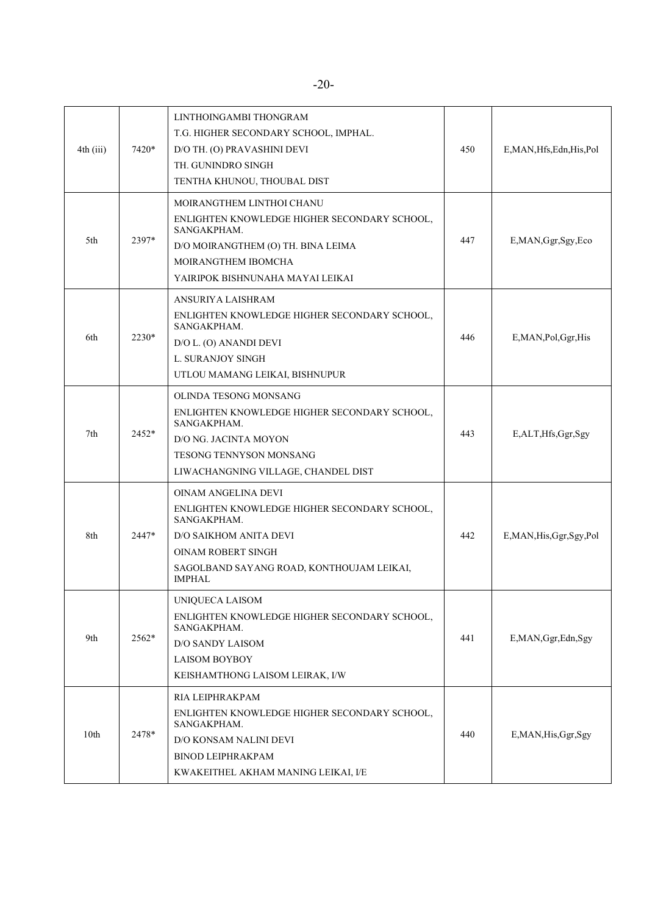| | | | | |
|---|---|---|---|---|
| 4th (iii) | 7420* | LINTHOINGAMBI THONGRAM<br>T.G. HIGHER SECONDARY SCHOOL, IMPHAL.<br>D/O TH. (O) PRAVASHINI DEVI<br>TH. GUNINDRO SINGH<br>TENTHA KHUNOU, THOUBAL DIST | 450 | E,MAN,Hfs,Edn,His,Pol |
| 5th | 2397* | MOIRANGTHEM LINTHOI CHANU<br>ENLIGHTEN KNOWLEDGE HIGHER SECONDARY SCHOOL, SANGAKPHAM.<br>D/O MOIRANGTHEM (O) TH. BINA LEIMA<br>MOIRANGTHEM IBOMCHA<br>YAIRIPOK BISHNUNAHA MAYAI LEIKAI | 447 | E,MAN,Ggr,Sgy,Eco |
| 6th | 2230* | ANSURIYA LAISHRAM<br>ENLIGHTEN KNOWLEDGE HIGHER SECONDARY SCHOOL, SANGAKPHAM.<br>D/O L. (O) ANANDI DEVI<br>L. SURANJOY SINGH<br>UTLOU MAMANG LEIKAI, BISHNUPUR | 446 | E,MAN,Pol,Ggr,His |
| 7th | 2452* | OLINDA TESONG MONSANG<br>ENLIGHTEN KNOWLEDGE HIGHER SECONDARY SCHOOL, SANGAKPHAM.<br>D/O NG. JACINTA MOYON<br>TESONG TENNYSON MONSANG<br>LIWACHANGNING VILLAGE, CHANDEL DIST | 443 | E,ALT,Hfs,Ggr,Sgy |
| 8th | 2447* | OINAM ANGELINA DEVI<br>ENLIGHTEN KNOWLEDGE HIGHER SECONDARY SCHOOL, SANGAKPHAM.<br>D/O SAIKHOM ANITA DEVI<br>OINAM ROBERT SINGH<br>SAGOLBAND SAYANG ROAD, KONTHOUJAM LEIKAI, IMPHAL | 442 | E,MAN,His,Ggr,Sgy,Pol |
| 9th | 2562* | UNIQUECA LAISOM<br>ENLIGHTEN KNOWLEDGE HIGHER SECONDARY SCHOOL, SANGAKPHAM.<br>D/O SANDY LAISOM<br>LAISOM BOYBOY<br>KEISHAMTHONG LAISOM LEIRAK, I/W | 441 | E,MAN,Ggr,Edn,Sgy |
| 10th | 2478* | RIA LEIPHRAKPAM<br>ENLIGHTEN KNOWLEDGE HIGHER SECONDARY SCHOOL, SANGAKPHAM.<br>D/O KONSAM NALINI DEVI<br>BINOD LEIPHRAKPAM<br>KWAKEITHEL AKHAM MANING LEIKAI, I/E | 440 | E,MAN,His,Ggr,Sgy |